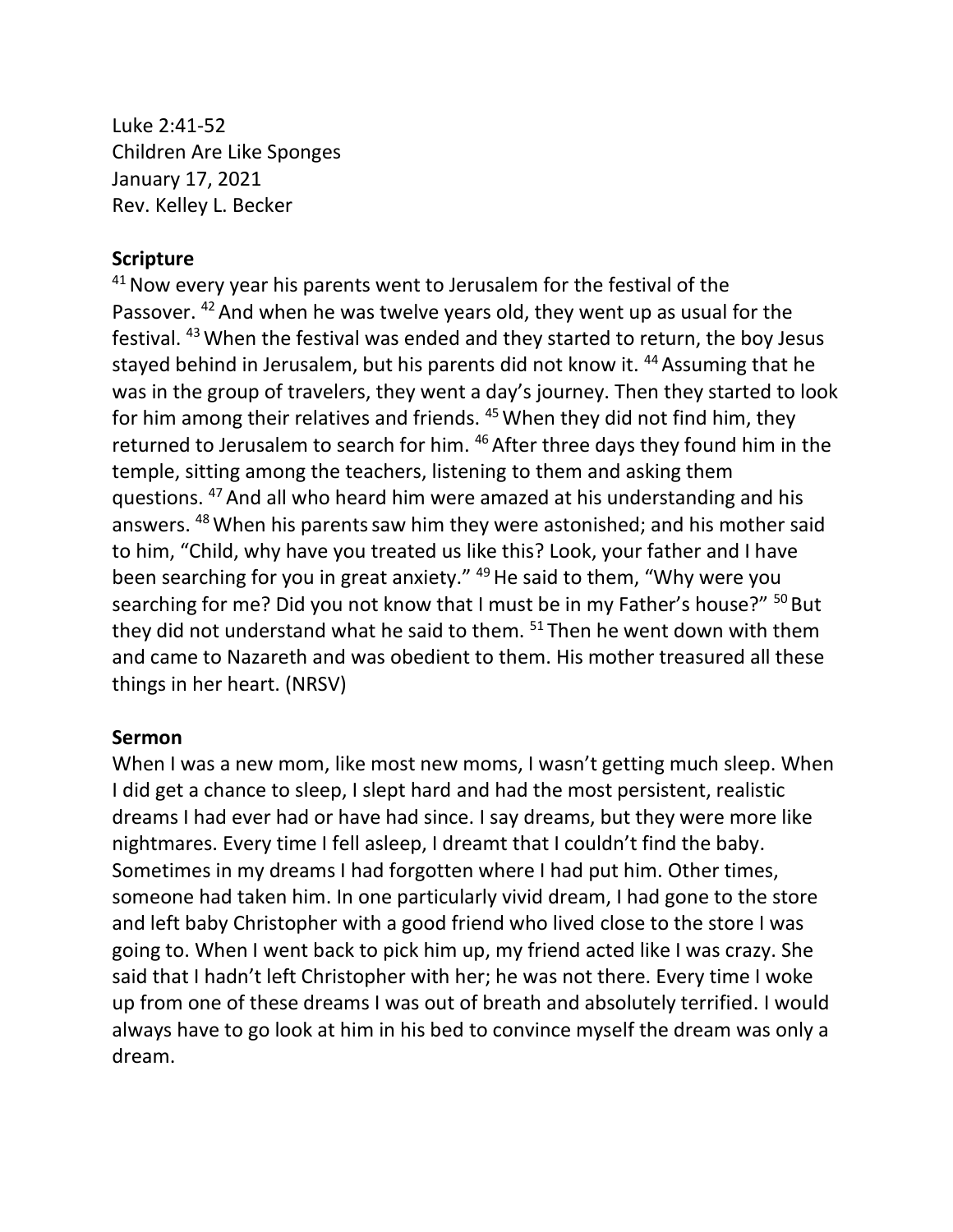Luke 2:41-52
Children Are Like Sponges
January 17, 2021
Rev. Kelley L. Becker

**Scripture**

[41] Now every year his parents went to Jerusalem for the festival of the Passover. [42] And when he was twelve years old, they went up as usual for the festival. [43] When the festival was ended and they started to return, the boy Jesus stayed behind in Jerusalem, but his parents did not know it. [44] Assuming that he was in the group of travelers, they went a day's journey. Then they started to look for him among their relatives and friends. [45] When they did not find him, they returned to Jerusalem to search for him. [46] After three days they found him in the temple, sitting among the teachers, listening to them and asking them questions. [47] And all who heard him were amazed at his understanding and his answers. [48] When his parents saw him they were astonished; and his mother said to him, "Child, why have you treated us like this? Look, your father and I have been searching for you in great anxiety." [49] He said to them, "Why were you searching for me? Did you not know that I must be in my Father's house?" [50] But they did not understand what he said to them. [51] Then he went down with them and came to Nazareth and was obedient to them. His mother treasured all these things in her heart. (NRSV)

**Sermon**

When I was a new mom, like most new moms, I wasn't getting much sleep. When I did get a chance to sleep, I slept hard and had the most persistent, realistic dreams I had ever had or have had since. I say dreams, but they were more like nightmares. Every time I fell asleep, I dreamt that I couldn't find the baby. Sometimes in my dreams I had forgotten where I had put him. Other times, someone had taken him. In one particularly vivid dream, I had gone to the store and left baby Christopher with a good friend who lived close to the store I was going to. When I went back to pick him up, my friend acted like I was crazy. She said that I hadn't left Christopher with her; he was not there. Every time I woke up from one of these dreams I was out of breath and absolutely terrified. I would always have to go look at him in his bed to convince myself the dream was only a dream.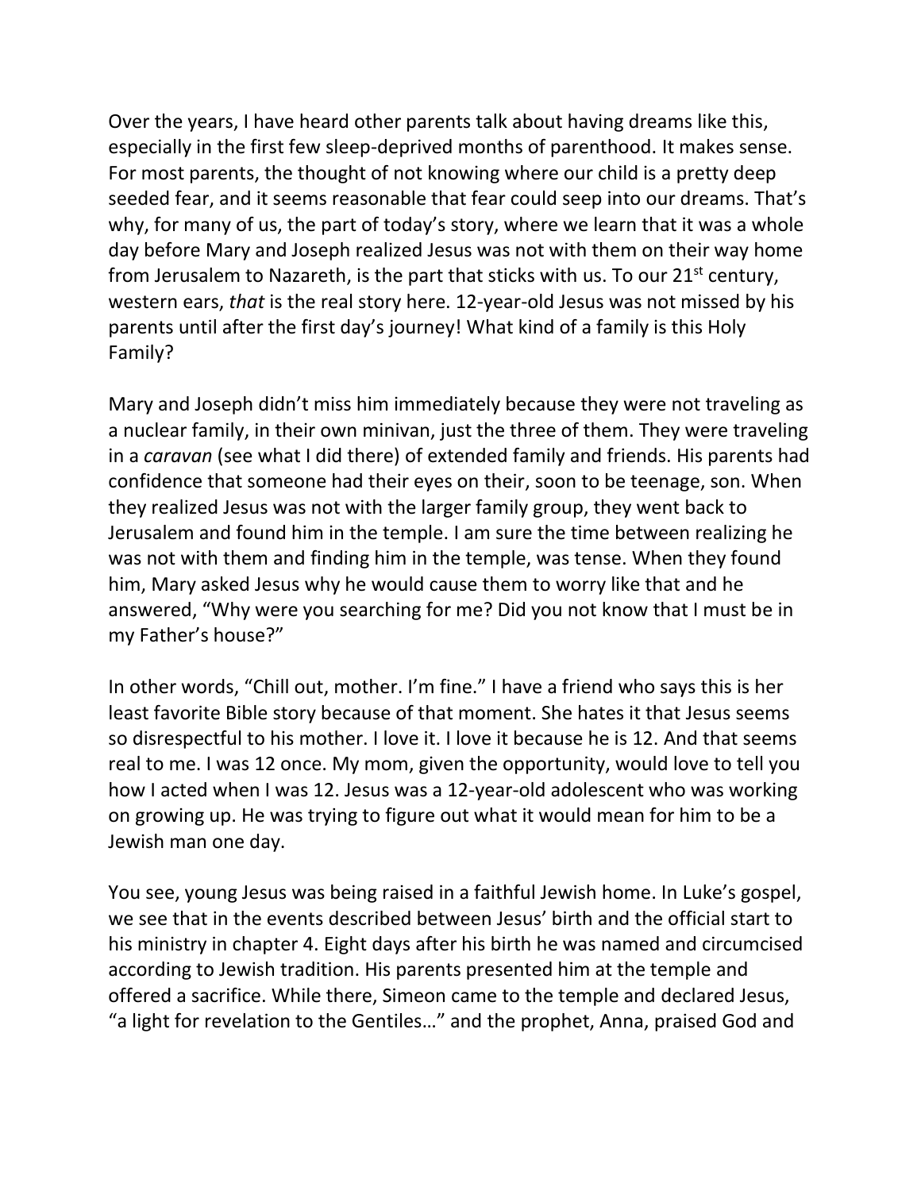Over the years, I have heard other parents talk about having dreams like this, especially in the first few sleep-deprived months of parenthood. It makes sense. For most parents, the thought of not knowing where our child is a pretty deep seeded fear, and it seems reasonable that fear could seep into our dreams. That's why, for many of us, the part of today's story, where we learn that it was a whole day before Mary and Joseph realized Jesus was not with them on their way home from Jerusalem to Nazareth, is the part that sticks with us. To our 21st century, western ears, *that* is the real story here. 12-year-old Jesus was not missed by his parents until after the first day's journey! What kind of a family is this Holy Family?

Mary and Joseph didn't miss him immediately because they were not traveling as a nuclear family, in their own minivan, just the three of them. They were traveling in a *caravan* (see what I did there) of extended family and friends. His parents had confidence that someone had their eyes on their, soon to be teenage, son. When they realized Jesus was not with the larger family group, they went back to Jerusalem and found him in the temple. I am sure the time between realizing he was not with them and finding him in the temple, was tense. When they found him, Mary asked Jesus why he would cause them to worry like that and he answered, "Why were you searching for me? Did you not know that I must be in my Father's house?"

In other words, "Chill out, mother. I'm fine." I have a friend who says this is her least favorite Bible story because of that moment. She hates it that Jesus seems so disrespectful to his mother. I love it. I love it because he is 12. And that seems real to me. I was 12 once. My mom, given the opportunity, would love to tell you how I acted when I was 12. Jesus was a 12-year-old adolescent who was working on growing up. He was trying to figure out what it would mean for him to be a Jewish man one day.

You see, young Jesus was being raised in a faithful Jewish home. In Luke's gospel, we see that in the events described between Jesus' birth and the official start to his ministry in chapter 4. Eight days after his birth he was named and circumcised according to Jewish tradition. His parents presented him at the temple and offered a sacrifice. While there, Simeon came to the temple and declared Jesus, "a light for revelation to the Gentiles…" and the prophet, Anna, praised God and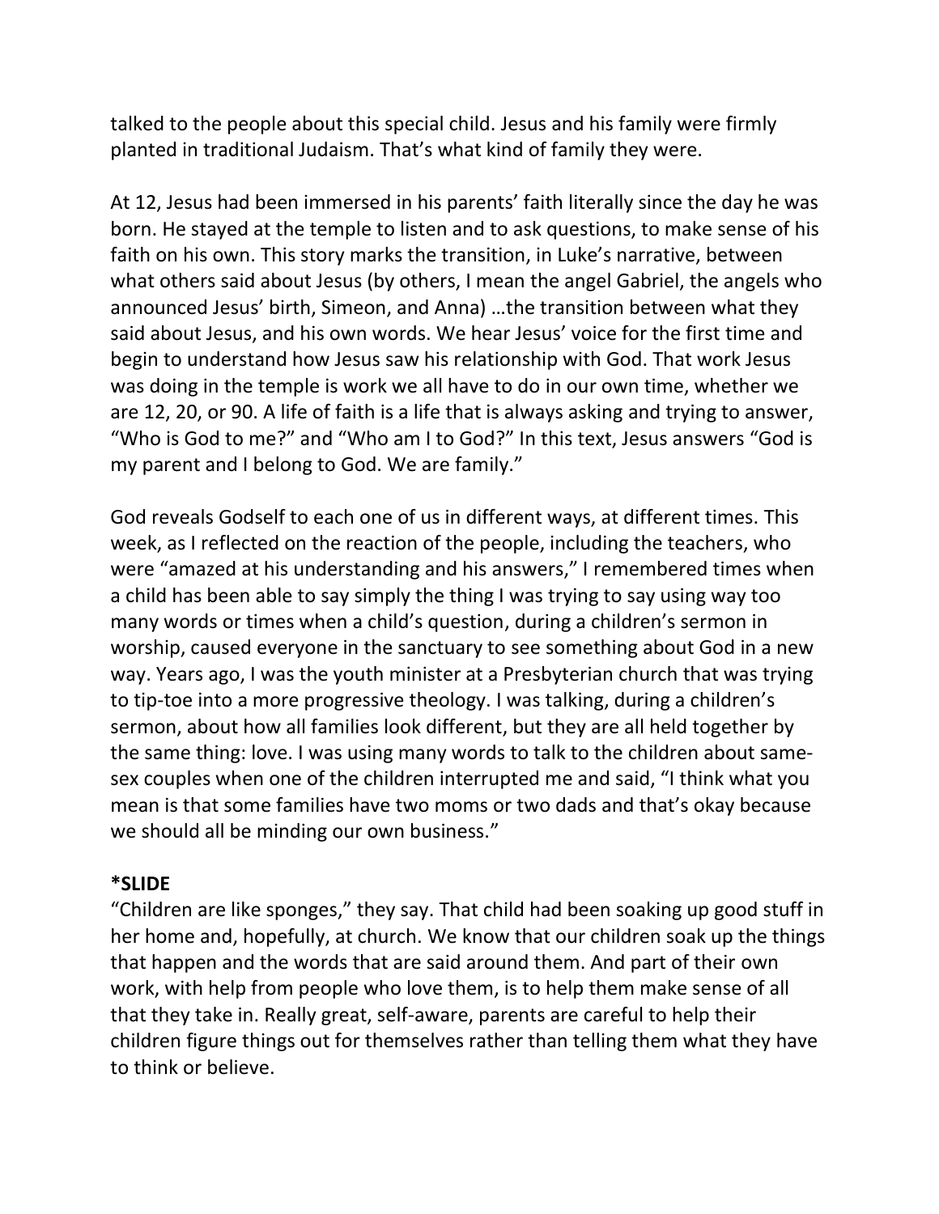talked to the people about this special child. Jesus and his family were firmly planted in traditional Judaism. That's what kind of family they were.

At 12, Jesus had been immersed in his parents' faith literally since the day he was born. He stayed at the temple to listen and to ask questions, to make sense of his faith on his own. This story marks the transition, in Luke's narrative, between what others said about Jesus (by others, I mean the angel Gabriel, the angels who announced Jesus' birth, Simeon, and Anna) …the transition between what they said about Jesus, and his own words. We hear Jesus' voice for the first time and begin to understand how Jesus saw his relationship with God. That work Jesus was doing in the temple is work we all have to do in our own time, whether we are 12, 20, or 90. A life of faith is a life that is always asking and trying to answer, "Who is God to me?" and "Who am I to God?" In this text, Jesus answers "God is my parent and I belong to God. We are family."

God reveals Godself to each one of us in different ways, at different times. This week, as I reflected on the reaction of the people, including the teachers, who were "amazed at his understanding and his answers," I remembered times when a child has been able to say simply the thing I was trying to say using way too many words or times when a child's question, during a children's sermon in worship, caused everyone in the sanctuary to see something about God in a new way. Years ago, I was the youth minister at a Presbyterian church that was trying to tip-toe into a more progressive theology. I was talking, during a children's sermon, about how all families look different, but they are all held together by the same thing: love. I was using many words to talk to the children about same-sex couples when one of the children interrupted me and said, "I think what you mean is that some families have two moms or two dads and that's okay because we should all be minding our own business."

**\*SLIDE**

"Children are like sponges," they say. That child had been soaking up good stuff in her home and, hopefully, at church. We know that our children soak up the things that happen and the words that are said around them. And part of their own work, with help from people who love them, is to help them make sense of all that they take in. Really great, self-aware, parents are careful to help their children figure things out for themselves rather than telling them what they have to think or believe.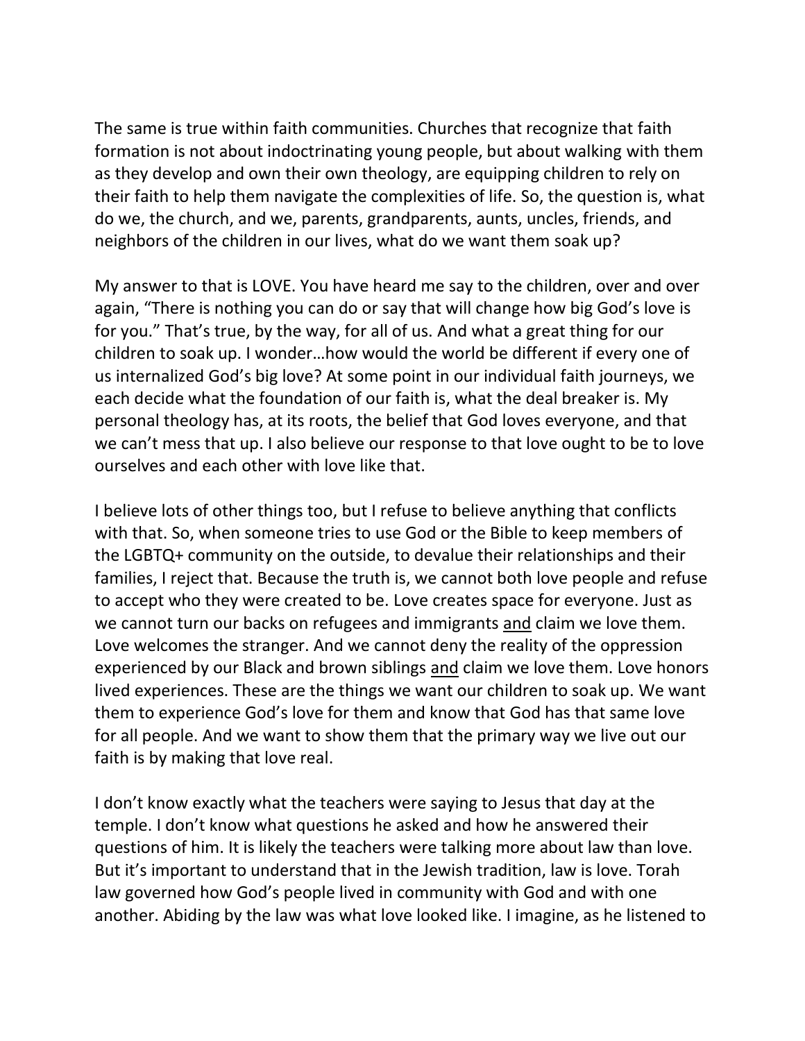The same is true within faith communities. Churches that recognize that faith formation is not about indoctrinating young people, but about walking with them as they develop and own their own theology, are equipping children to rely on their faith to help them navigate the complexities of life. So, the question is, what do we, the church, and we, parents, grandparents, aunts, uncles, friends, and neighbors of the children in our lives, what do we want them soak up?

My answer to that is LOVE. You have heard me say to the children, over and over again, "There is nothing you can do or say that will change how big God's love is for you." That's true, by the way, for all of us. And what a great thing for our children to soak up. I wonder…how would the world be different if every one of us internalized God's big love? At some point in our individual faith journeys, we each decide what the foundation of our faith is, what the deal breaker is. My personal theology has, at its roots, the belief that God loves everyone, and that we can't mess that up. I also believe our response to that love ought to be to love ourselves and each other with love like that.

I believe lots of other things too, but I refuse to believe anything that conflicts with that. So, when someone tries to use God or the Bible to keep members of the LGBTQ+ community on the outside, to devalue their relationships and their families, I reject that. Because the truth is, we cannot both love people and refuse to accept who they were created to be. Love creates space for everyone. Just as we cannot turn our backs on refugees and immigrants <u>and</u> claim we love them. Love welcomes the stranger. And we cannot deny the reality of the oppression experienced by our Black and brown siblings <u>and</u> claim we love them. Love honors lived experiences. These are the things we want our children to soak up. We want them to experience God's love for them and know that God has that same love for all people. And we want to show them that the primary way we live out our faith is by making that love real.

I don't know exactly what the teachers were saying to Jesus that day at the temple. I don't know what questions he asked and how he answered their questions of him. It is likely the teachers were talking more about law than love. But it's important to understand that in the Jewish tradition, law is love. Torah law governed how God's people lived in community with God and with one another. Abiding by the law was what love looked like. I imagine, as he listened to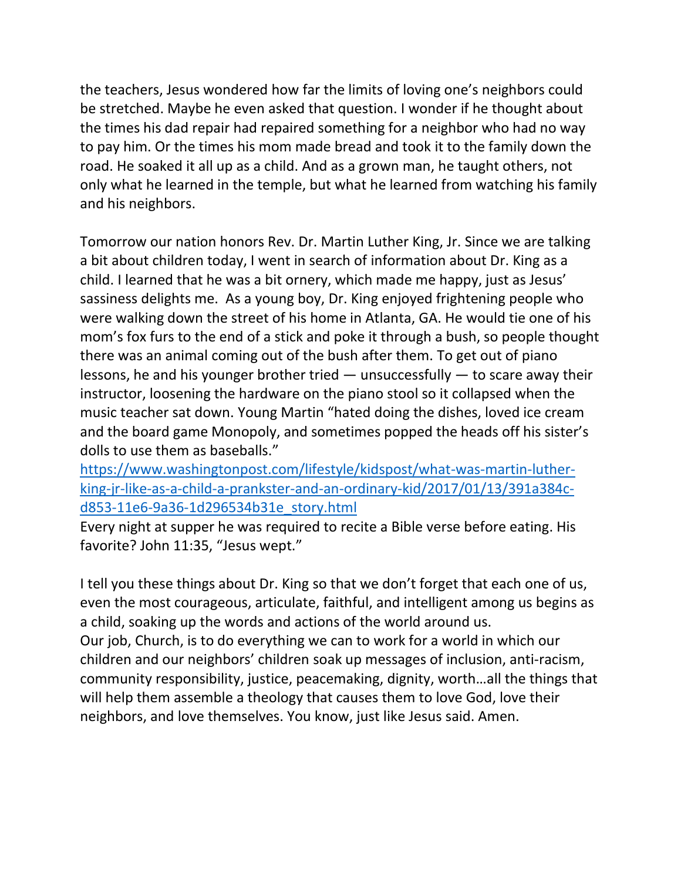the teachers, Jesus wondered how far the limits of loving one's neighbors could be stretched. Maybe he even asked that question. I wonder if he thought about the times his dad repair had repaired something for a neighbor who had no way to pay him. Or the times his mom made bread and took it to the family down the road. He soaked it all up as a child. And as a grown man, he taught others, not only what he learned in the temple, but what he learned from watching his family and his neighbors.

Tomorrow our nation honors Rev. Dr. Martin Luther King, Jr. Since we are talking a bit about children today, I went in search of information about Dr. King as a child. I learned that he was a bit ornery, which made me happy, just as Jesus' sassiness delights me.  As a young boy, Dr. King enjoyed frightening people who were walking down the street of his home in Atlanta, GA. He would tie one of his mom's fox furs to the end of a stick and poke it through a bush, so people thought there was an animal coming out of the bush after them. To get out of piano lessons, he and his younger brother tried — unsuccessfully — to scare away their instructor, loosening the hardware on the piano stool so it collapsed when the music teacher sat down. Young Martin "hated doing the dishes, loved ice cream and the board game Monopoly, and sometimes popped the heads off his sister's dolls to use them as baseballs."
https://www.washingtonpost.com/lifestyle/kidspost/what-was-martin-luther-king-jr-like-as-a-child-a-prankster-and-an-ordinary-kid/2017/01/13/391a384c-d853-11e6-9a36-1d296534b31e_story.html
Every night at supper he was required to recite a Bible verse before eating. His favorite? John 11:35, "Jesus wept."

I tell you these things about Dr. King so that we don't forget that each one of us, even the most courageous, articulate, faithful, and intelligent among us begins as a child, soaking up the words and actions of the world around us.
Our job, Church, is to do everything we can to work for a world in which our children and our neighbors' children soak up messages of inclusion, anti-racism, community responsibility, justice, peacemaking, dignity, worth…all the things that will help them assemble a theology that causes them to love God, love their neighbors, and love themselves. You know, just like Jesus said. Amen.